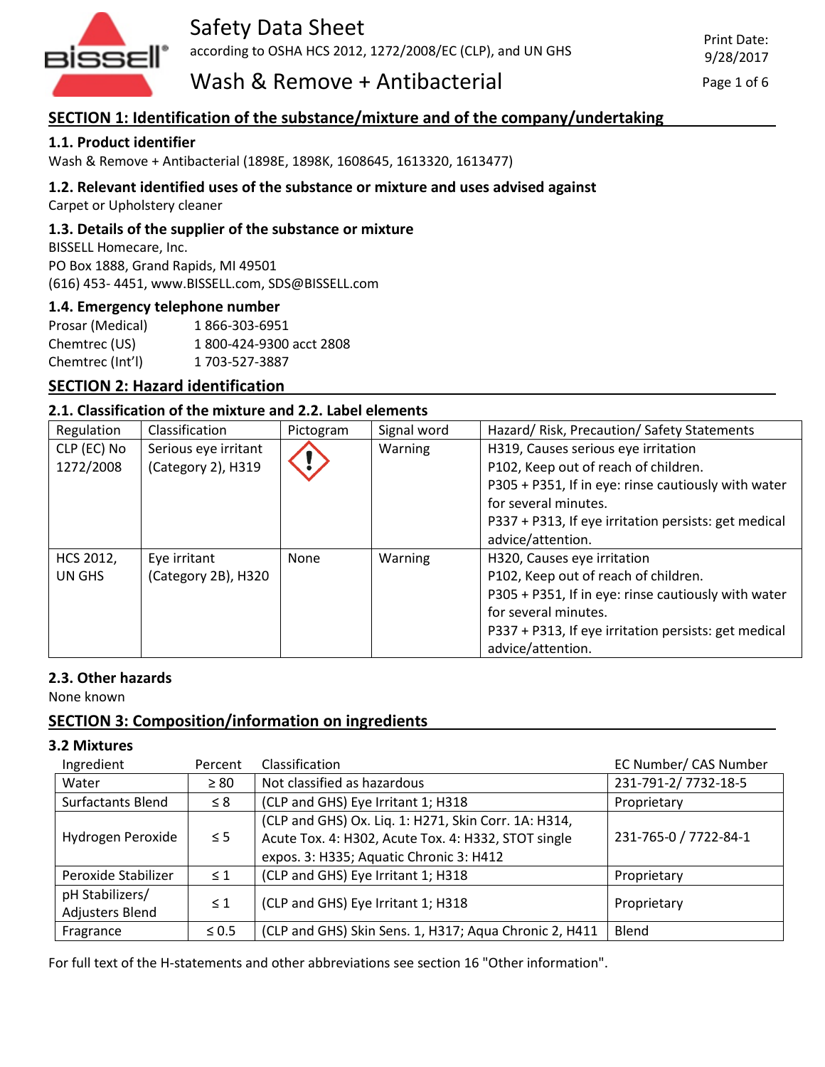# Safety Data Sheet

according to OSHA HCS 2012, 1272/2008/EC (CLP), and UN GHS

Print Date: 9/28/2017

## Wash & Remove + Antibacterial

## SECTION 1: Identification of the substance/mixture and of the company/undertaking

### 1.1. Product identifier

Wash & Remove + Antibacterial (1898E, 1898K, 1608645, 1613320, 1613477)

### 1.2. Relevant identified uses of the substance or mixture and uses advised against

Carpet or Upholstery cleaner

### 1.3. Details of the supplier of the substance or mixture

BISSELL Homecare, Inc.
PO Box 1888, Grand Rapids, MI 49501
(616) 453- 4451, www.BISSELL.com, SDS@BISSELL.com

### 1.4. Emergency telephone number

| | |
|---|---|
| Prosar (Medical) | 1 866-303-6951 |
| Chemtrec (US) | 1 800-424-9300 acct 2808 |
| Chemtrec (Int'l) | 1 703-527-3887 |

## SECTION 2: Hazard identification

### 2.1. Classification of the mixture and 2.2. Label elements

| Regulation | Classification | Pictogram | Signal word | Hazard/ Risk, Precaution/ Safety Statements |
|---|---|---|---|---|
| CLP (EC) No 1272/2008 | Serious eye irritant (Category 2), H319 | | Warning | H319, Causes serious eye irritation<br>P102, Keep out of reach of children.<br>P305 + P351, If in eye: rinse cautiously with water for several minutes.<br>P337 + P313, If eye irritation persists: get medical advice/attention. |
| HCS 2012, UN GHS | Eye irritant (Category 2B), H320 | None | Warning | H320, Causes eye irritation<br>P102, Keep out of reach of children.<br>P305 + P351, If in eye: rinse cautiously with water for several minutes.<br>P337 + P313, If eye irritation persists: get medical advice/attention. |

### 2.3. Other hazards

None known

## SECTION 3: Composition/information on ingredients

### 3.2 Mixtures

| Ingredient | Percent | Classification | EC Number/ CAS Number |
|---|---|---|---|
| Water | ≥ 80 | Not classified as hazardous | 231-791-2/ 7732-18-5 |
| Surfactants Blend | ≤ 8 | (CLP and GHS) Eye Irritant 1; H318 | Proprietary |
| Hydrogen Peroxide | ≤ 5 | (CLP and GHS) Ox. Liq. 1: H271, Skin Corr. 1A: H314, Acute Tox. 4: H302, Acute Tox. 4: H332, STOT single expos. 3: H335; Aquatic Chronic 3: H412 | 231-765-0 / 7722-84-1 |
| Peroxide Stabilizer | ≤ 1 | (CLP and GHS) Eye Irritant 1; H318 | Proprietary |
| pH Stabilizers/ Adjusters Blend | ≤ 1 | (CLP and GHS) Eye Irritant 1; H318 | Proprietary |
| Fragrance | ≤ 0.5 | (CLP and GHS) Skin Sens. 1, H317; Aqua Chronic 2, H411 | Blend |

For full text of the H-statements and other abbreviations see section 16 "Other information".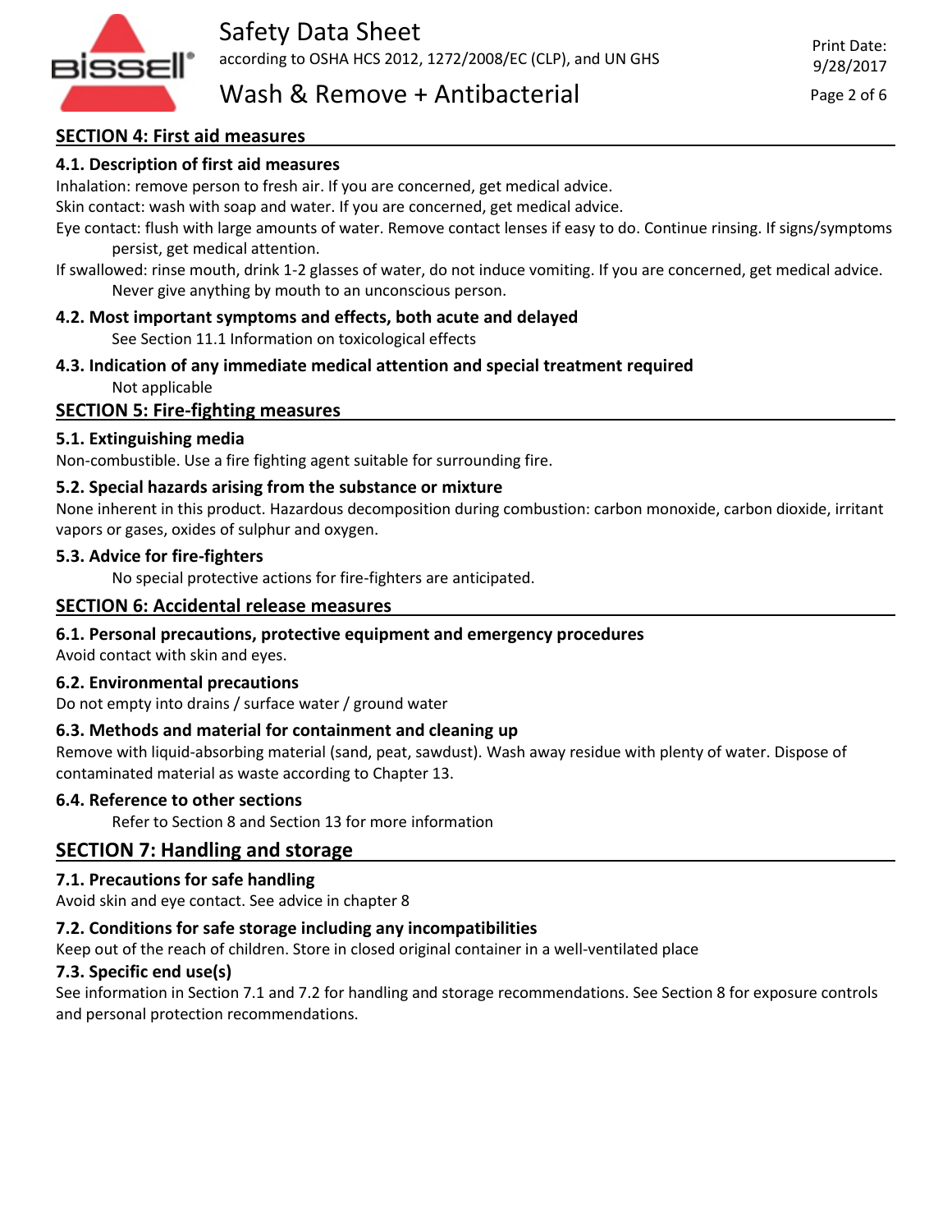## SECTION 4: First aid measures

### 4.1. Description of first aid measures

Inhalation: remove person to fresh air. If you are concerned, get medical advice.

Skin contact: wash with soap and water. If you are concerned, get medical advice.

Eye contact: flush with large amounts of water. Remove contact lenses if easy to do. Continue rinsing. If signs/symptoms persist, get medical attention.

If swallowed: rinse mouth, drink 1-2 glasses of water, do not induce vomiting. If you are concerned, get medical advice. Never give anything by mouth to an unconscious person.

### 4.2. Most important symptoms and effects, both acute and delayed

See Section 11.1 Information on toxicological effects

### 4.3. Indication of any immediate medical attention and special treatment required

Not applicable

## SECTION 5: Fire-fighting measures

### 5.1. Extinguishing media

Non-combustible. Use a fire fighting agent suitable for surrounding fire.

### 5.2. Special hazards arising from the substance or mixture

None inherent in this product. Hazardous decomposition during combustion: carbon monoxide, carbon dioxide, irritant vapors or gases, oxides of sulphur and oxygen.

### 5.3. Advice for fire-fighters

No special protective actions for fire-fighters are anticipated.

## SECTION 6: Accidental release measures

### 6.1. Personal precautions, protective equipment and emergency procedures

Avoid contact with skin and eyes.

### 6.2. Environmental precautions

Do not empty into drains / surface water / ground water

### 6.3. Methods and material for containment and cleaning up

Remove with liquid-absorbing material (sand, peat, sawdust). Wash away residue with plenty of water. Dispose of contaminated material as waste according to Chapter 13.

### 6.4. Reference to other sections

Refer to Section 8 and Section 13 for more information

## SECTION 7: Handling and storage

### 7.1. Precautions for safe handling

Avoid skin and eye contact. See advice in chapter 8

### 7.2. Conditions for safe storage including any incompatibilities

Keep out of the reach of children. Store in closed original container in a well-ventilated place

### 7.3. Specific end use(s)

See information in Section 7.1 and 7.2 for handling and storage recommendations. See Section 8 for exposure controls and personal protection recommendations.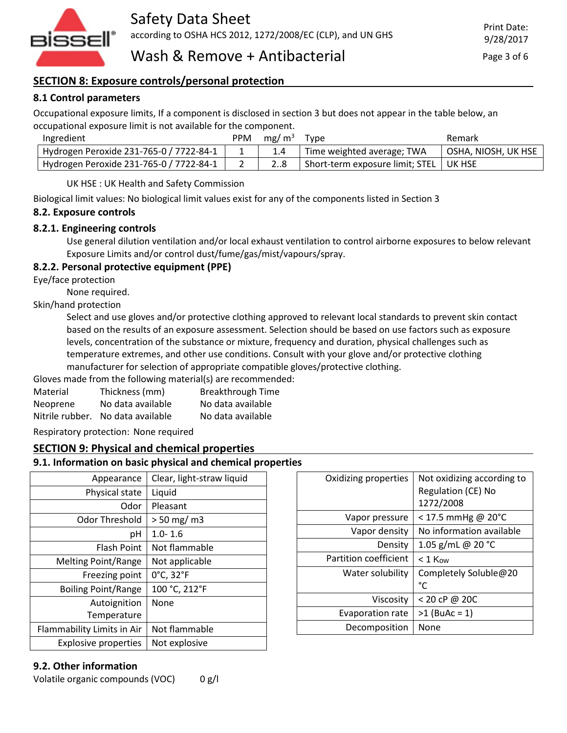## SECTION 8: Exposure controls/personal protection

### 8.1 Control parameters

Occupational exposure limits, If a component is disclosed in section 3 but does not appear in the table below, an occupational exposure limit is not available for the component.

| Ingredient | PPM | mg/ m³ | Type | Remark |
|---|---|---|---|---|
| Hydrogen Peroxide 231-765-0 / 7722-84-1 | 1 | 1.4 | Time weighted average; TWA | OSHA, NIOSH, UK HSE |
| Hydrogen Peroxide 231-765-0 / 7722-84-1 | 2 | 2..8 | Short-term exposure limit; STEL | UK HSE |

UK HSE : UK Health and Safety Commission

Biological limit values: No biological limit values exist for any of the components listed in Section 3

### 8.2. Exposure controls

#### 8.2.1. Engineering controls

Use general dilution ventilation and/or local exhaust ventilation to control airborne exposures to below relevant Exposure Limits and/or control dust/fume/gas/mist/vapours/spray.

#### 8.2.2. Personal protective equipment (PPE)

Eye/face protection

None required.

Skin/hand protection

Select and use gloves and/or protective clothing approved to relevant local standards to prevent skin contact based on the results of an exposure assessment. Selection should be based on use factors such as exposure levels, concentration of the substance or mixture, frequency and duration, physical challenges such as temperature extremes, and other use conditions. Consult with your glove and/or protective clothing manufacturer for selection of appropriate compatible gloves/protective clothing.

Gloves made from the following material(s) are recommended:

| Material | Thickness (mm) | Breakthrough Time |
|---|---|---|
| Neoprene | No data available | No data available |
| Nitrile rubber. | No data available | No data available |

Respiratory protection: None required

## SECTION 9: Physical and chemical properties

### 9.1. Information on basic physical and chemical properties

| Property | Value |
|---|---|
| Appearance | Clear, light-straw liquid |
| Physical state | Liquid |
| Odor | Pleasant |
| Odor Threshold | > 50 mg/ m3 |
| pH | 1.0- 1.6 |
| Flash Point | Not flammable |
| Melting Point/Range | Not applicable |
| Freezing point | 0°C, 32°F |
| Boiling Point/Range | 100 °C, 212°F |
| Autoignition Temperature | None |
| Flammability Limits in Air | Not flammable |
| Explosive properties | Not explosive |

| Property | Value |
|---|---|
| Oxidizing properties | Not oxidizing according to Regulation (CE) No 1272/2008 |
| Vapor pressure | < 17.5 mmHg @ 20°C |
| Vapor density | No information available |
| Density | 1.05 g/mL @ 20 °C |
| Partition coefficient | < 1 $K_{OW}$ |
| Water solubility | Completely Soluble@20 °C |
| Viscosity | < 20 cP @ 20C |
| Evaporation rate | >1 (BuAc = 1) |
| Decomposition | None |

### 9.2. Other information

Volatile organic compounds (VOC) 0 g/l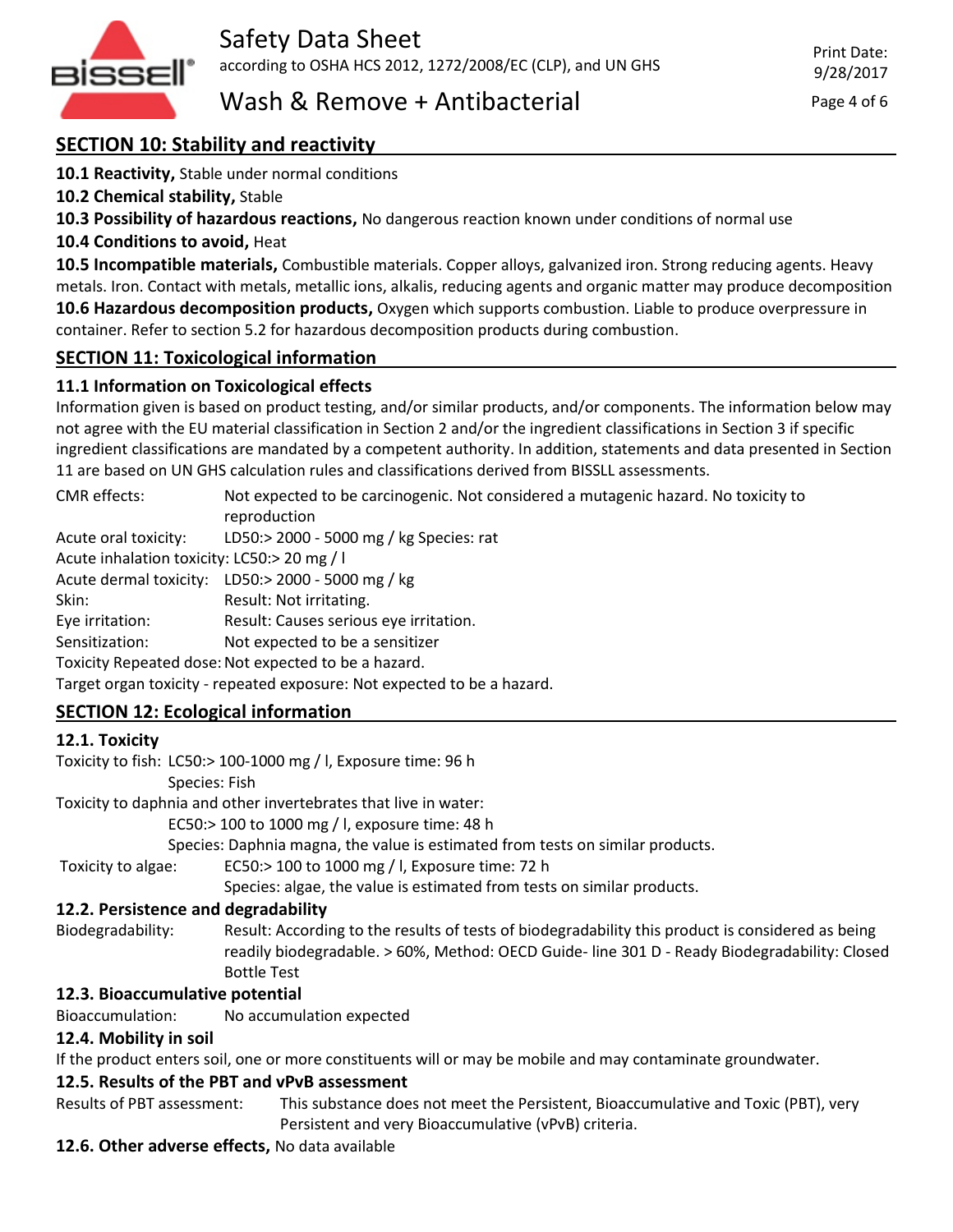## SECTION 10: Stability and reactivity

**10.1 Reactivity,** Stable under normal conditions

**10.2 Chemical stability,** Stable

**10.3 Possibility of hazardous reactions,** No dangerous reaction known under conditions of normal use

**10.4 Conditions to avoid,** Heat

**10.5 Incompatible materials,** Combustible materials. Copper alloys, galvanized iron. Strong reducing agents. Heavy metals. Iron. Contact with metals, metallic ions, alkalis, reducing agents and organic matter may produce decomposition

**10.6 Hazardous decomposition products,** Oxygen which supports combustion. Liable to produce overpressure in container. Refer to section 5.2 for hazardous decomposition products during combustion.

## SECTION 11: Toxicological information

### 11.1 Information on Toxicological effects

Information given is based on product testing, and/or similar products, and/or components. The information below may not agree with the EU material classification in Section 2 and/or the ingredient classifications in Section 3 if specific ingredient classifications are mandated by a competent authority. In addition, statements and data presented in Section 11 are based on UN GHS calculation rules and classifications derived from BISSLL assessments.

CMR effects: Not expected to be carcinogenic. Not considered a mutagenic hazard. No toxicity to reproduction

Acute oral toxicity: LD50:> 2000 - 5000 mg / kg Species: rat

Acute inhalation toxicity: LC50:> 20 mg / l

Acute dermal toxicity: LD50:> 2000 - 5000 mg / kg

Skin: Result: Not irritating.

Eye irritation: Result: Causes serious eye irritation.

Sensitization: Not expected to be a sensitizer

Toxicity Repeated dose: Not expected to be a hazard.

Target organ toxicity - repeated exposure: Not expected to be a hazard.

## SECTION 12: Ecological information

### 12.1. Toxicity

Toxicity to fish: LC50:> 100-1000 mg / l, Exposure time: 96 h
Species: Fish

Toxicity to daphnia and other invertebrates that live in water:
EC50:> 100 to 1000 mg / l, exposure time: 48 h
Species: Daphnia magna, the value is estimated from tests on similar products.

Toxicity to algae: EC50:> 100 to 1000 mg / l, Exposure time: 72 h
Species: algae, the value is estimated from tests on similar products.

### 12.2. Persistence and degradability

Biodegradability: Result: According to the results of tests of biodegradability this product is considered as being readily biodegradable. > 60%, Method: OECD Guide- line 301 D - Ready Biodegradability: Closed Bottle Test

### 12.3. Bioaccumulative potential

Bioaccumulation: No accumulation expected

### 12.4. Mobility in soil

If the product enters soil, one or more constituents will or may be mobile and may contaminate groundwater.

### 12.5. Results of the PBT and vPvB assessment

Results of PBT assessment: This substance does not meet the Persistent, Bioaccumulative and Toxic (PBT), very Persistent and very Bioaccumulative (vPvB) criteria.

**12.6. Other adverse effects,** No data available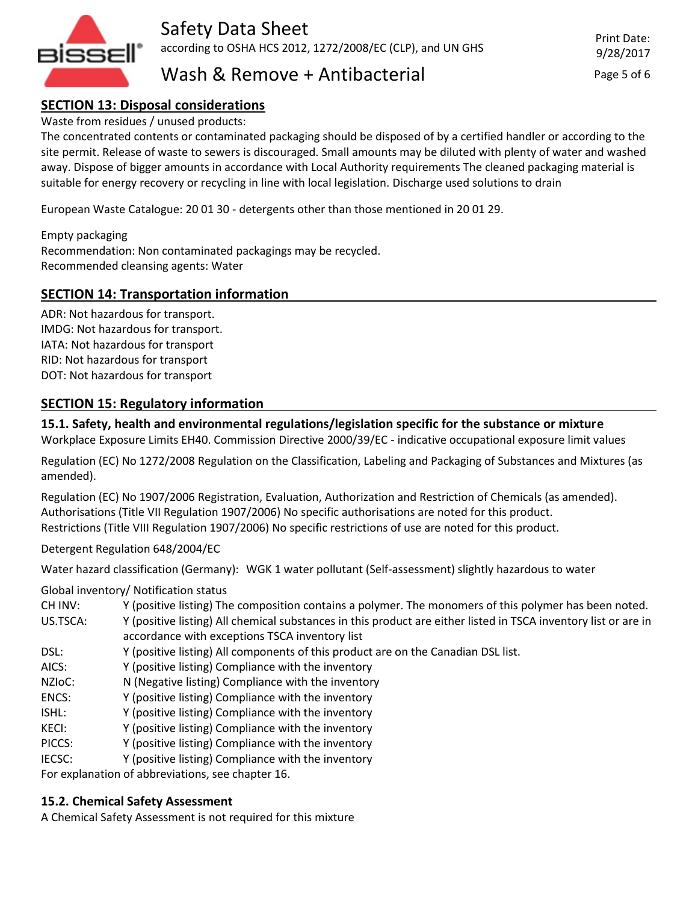## SECTION 13: Disposal considerations

Waste from residues / unused products:

The concentrated contents or contaminated packaging should be disposed of by a certified handler or according to the site permit. Release of waste to sewers is discouraged. Small amounts may be diluted with plenty of water and washed away. Dispose of bigger amounts in accordance with Local Authority requirements The cleaned packaging material is suitable for energy recovery or recycling in line with local legislation. Discharge used solutions to drain

European Waste Catalogue: 20 01 30 - detergents other than those mentioned in 20 01 29.

Empty packaging

Recommendation: Non contaminated packagings may be recycled.

Recommended cleansing agents: Water

## SECTION 14: Transportation information

ADR: Not hazardous for transport.

IMDG: Not hazardous for transport.

IATA: Not hazardous for transport

RID: Not hazardous for transport

DOT: Not hazardous for transport

## SECTION 15: Regulatory information

### 15.1. Safety, health and environmental regulations/legislation specific for the substance or mixture

Workplace Exposure Limits EH40. Commission Directive 2000/39/EC - indicative occupational exposure limit values

Regulation (EC) No 1272/2008 Regulation on the Classification, Labeling and Packaging of Substances and Mixtures (as amended).

Regulation (EC) No 1907/2006 Registration, Evaluation, Authorization and Restriction of Chemicals (as amended).

Authorisations (Title VII Regulation 1907/2006) No specific authorisations are noted for this product.

Restrictions (Title VIII Regulation 1907/2006) No specific restrictions of use are noted for this product.

Detergent Regulation 648/2004/EC

Water hazard classification (Germany): WGK 1 water pollutant (Self-assessment) slightly hazardous to water

Global inventory/ Notification status

| | |
|---|---|
| CH INV: | Y (positive listing) The composition contains a polymer. The monomers of this polymer has been noted. |
| US.TSCA: | Y (positive listing) All chemical substances in this product are either listed in TSCA inventory list or are in accordance with exceptions TSCA inventory list |
| DSL: | Y (positive listing) All components of this product are on the Canadian DSL list. |
| AICS: | Y (positive listing) Compliance with the inventory |
| NZIoC: | N (Negative listing) Compliance with the inventory |
| ENCS: | Y (positive listing) Compliance with the inventory |
| ISHL: | Y (positive listing) Compliance with the inventory |
| KECI: | Y (positive listing) Compliance with the inventory |
| PICCS: | Y (positive listing) Compliance with the inventory |
| IECSC: | Y (positive listing) Compliance with the inventory |

For explanation of abbreviations, see chapter 16.

### 15.2. Chemical Safety Assessment

A Chemical Safety Assessment is not required for this mixture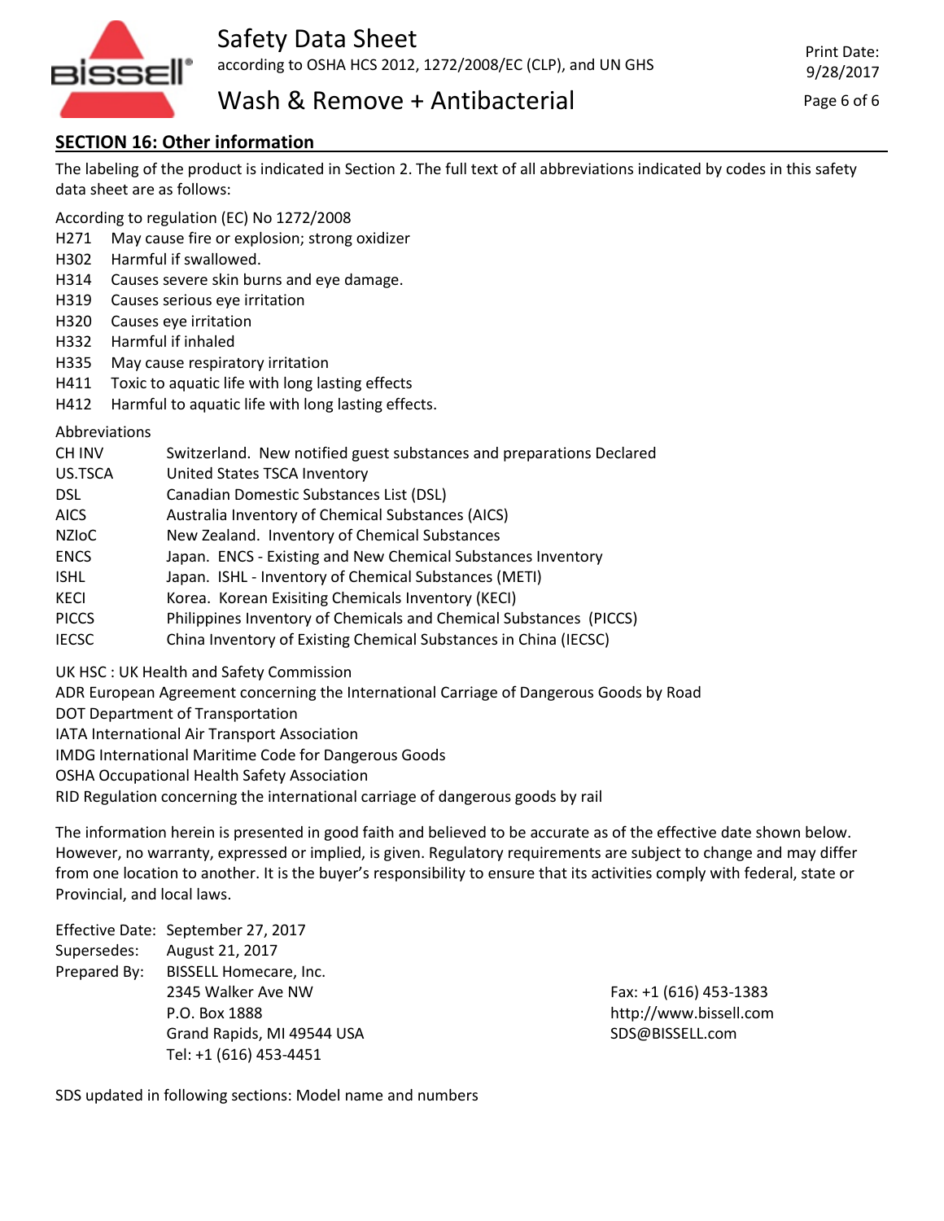## SECTION 16: Other information

The labeling of the product is indicated in Section 2. The full text of all abbreviations indicated by codes in this safety data sheet are as follows:

According to regulation (EC) No 1272/2008

| | |
|---|---|
| H271 | May cause fire or explosion; strong oxidizer |
| H302 | Harmful if swallowed. |
| H314 | Causes severe skin burns and eye damage. |
| H319 | Causes serious eye irritation |
| H320 | Causes eye irritation |
| H332 | Harmful if inhaled |
| H335 | May cause respiratory irritation |
| H411 | Toxic to aquatic life with long lasting effects |
| H412 | Harmful to aquatic life with long lasting effects. |

Abbreviations

| | |
|---|---|
| CH INV | Switzerland. New notified guest substances and preparations Declared |
| US.TSCA | United States TSCA Inventory |
| DSL | Canadian Domestic Substances List (DSL) |
| AICS | Australia Inventory of Chemical Substances (AICS) |
| NZIoC | New Zealand. Inventory of Chemical Substances |
| ENCS | Japan. ENCS - Existing and New Chemical Substances Inventory |
| ISHL | Japan. ISHL - Inventory of Chemical Substances (METI) |
| KECI | Korea. Korean Exisiting Chemicals Inventory (KECI) |
| PICCS | Philippines Inventory of Chemicals and Chemical Substances (PICCS) |
| IECSC | China Inventory of Existing Chemical Substances in China (IECSC) |

UK HSC : UK Health and Safety Commission
ADR European Agreement concerning the International Carriage of Dangerous Goods by Road
DOT Department of Transportation
IATA International Air Transport Association
IMDG International Maritime Code for Dangerous Goods
OSHA Occupational Health Safety Association
RID Regulation concerning the international carriage of dangerous goods by rail

The information herein is presented in good faith and believed to be accurate as of the effective date shown below. However, no warranty, expressed or implied, is given. Regulatory requirements are subject to change and may differ from one location to another. It is the buyer's responsibility to ensure that its activities comply with federal, state or Provincial, and local laws.

Effective Date: September 27, 2017
Supersedes: August 21, 2017
Prepared By: BISSELL Homecare, Inc.
2345 Walker Ave NW
P.O. Box 1888
Grand Rapids, MI 49544 USA
Tel: +1 (616) 453-4451

Fax: +1 (616) 453-1383
http://www.bissell.com
SDS@BISSELL.com

SDS updated in following sections: Model name and numbers